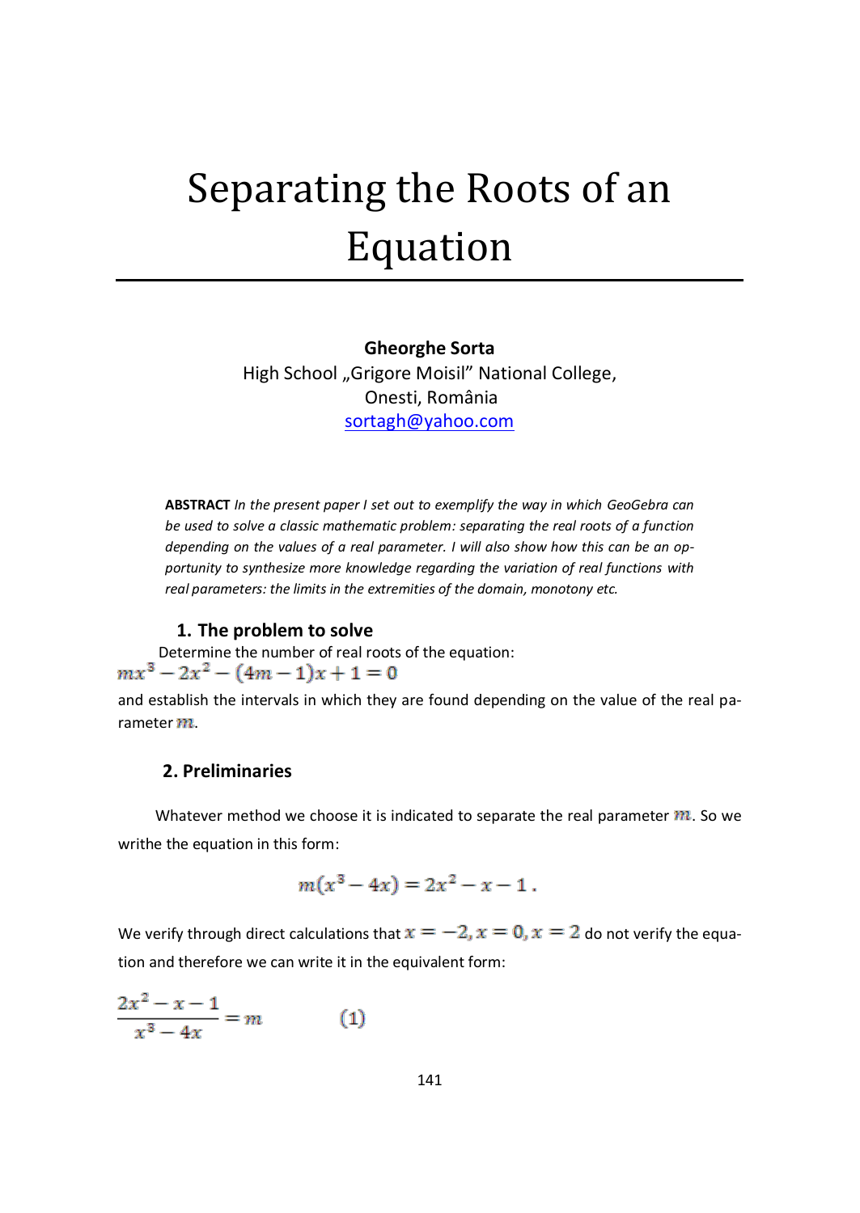# Separating the Roots of an Equation

**Gheorghe Sorta**
High School „Grigore Moisil" National College,
Onesti, România
sortagh@yahoo.com

**ABSTRACT** *In the present paper I set out to exemplify the way in which GeoGebra can be used to solve a classic mathematic problem: separating the real roots of a function depending on the values of a real parameter. I will also show how this can be an opportunity to synthesize more knowledge regarding the variation of real functions with real parameters: the limits in the extremities of the domain, monotony etc.*

## 1. The problem to solve

Determine the number of real roots of the equation:

$mx^3 - 2x^2 - (4m-1)x + 1 = 0$

and establish the intervals in which they are found depending on the value of the real parameter $m$.

## 2. Preliminaries

Whatever method we choose it is indicated to separate the real parameter $m$. So we writhe the equation in this form:

$$m(x^3 - 4x) = 2x^2 - x - 1\,.$$

We verify through direct calculations that $x = -2, x = 0, x = 2$ do not verify the equation and therefore we can write it in the equivalent form:

$$\frac{2x^2 - x - 1}{x^3 - 4x} = m \qquad (1)$$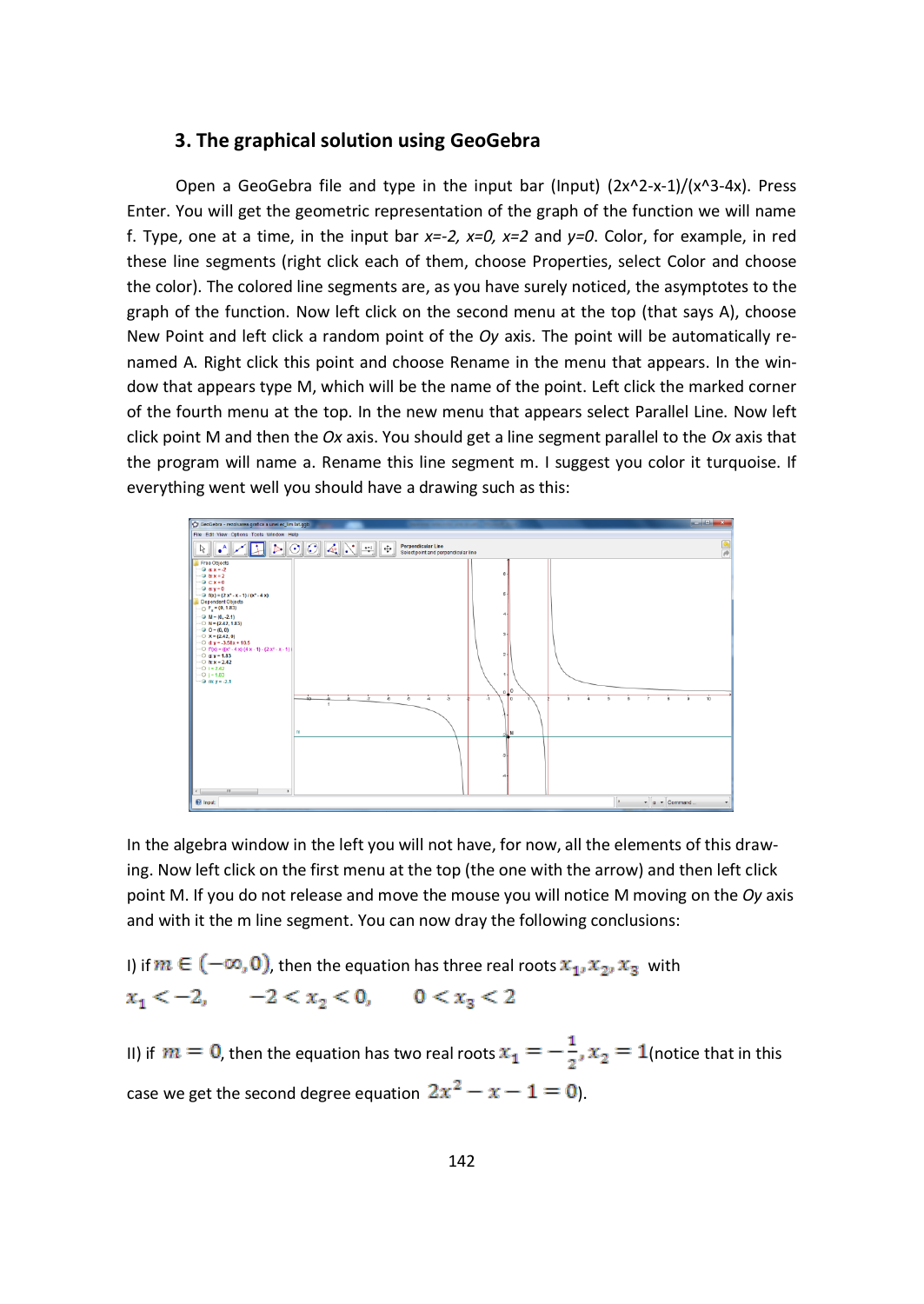### 3. The graphical solution using GeoGebra

Open a GeoGebra file and type in the input bar (Input) (2x^2-x-1)/(x^3-4x). Press Enter. You will get the geometric representation of the graph of the function we will name f. Type, one at a time, in the input bar *x=-2, x=0, x=2* and *y=0*. Color, for example, in red these line segments (right click each of them, choose Properties, select Color and choose the color). The colored line segments are, as you have surely noticed, the asymptotes to the graph of the function. Now left click on the second menu at the top (that says A), choose New Point and left click a random point of the *Oy* axis. The point will be automatically re-named A. Right click this point and choose Rename in the menu that appears. In the window that appears type M, which will be the name of the point. Left click the marked corner of the fourth menu at the top. In the new menu that appears select Parallel Line. Now left click point M and then the *Ox* axis. You should get a line segment parallel to the *Ox* axis that the program will name a. Rename this line segment m. I suggest you color it turquoise. If everything went well you should have a drawing such as this:

In the algebra window in the left you will not have, for now, all the elements of this drawing. Now left click on the first menu at the top (the one with the arrow) and then left click point M. If you do not release and move the mouse you will notice M moving on the *Oy* axis and with it the m line segment. You can now dray the following conclusions:

I) if $m \in (-\infty, 0)$, then the equation has three real roots $x_1, x_2, x_3$ with

$x_1 < -2, \quad -2 < x_2 < 0, \quad 0 < x_3 < 2$

II) if $m = 0$, then the equation has two real roots $x_1 = -\frac{1}{2}, x_2 = 1$(notice that in this case we get the second degree equation $2x^2 - x - 1 = 0$).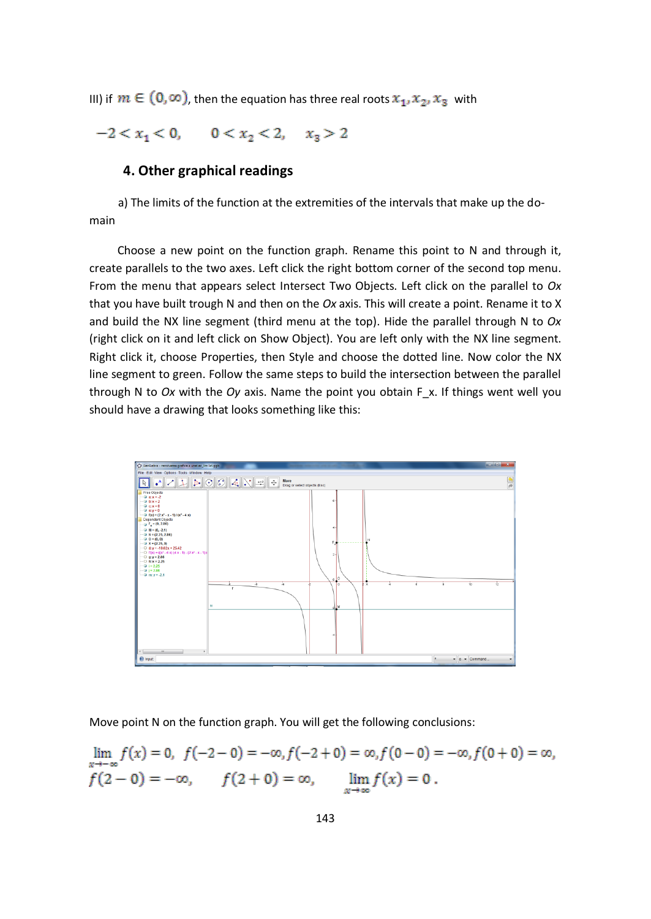III) if $m \in (0, \infty)$, then the equation has three real roots $x_1, x_2, x_3$ with

$$-2 < x_1 < 0, \quad 0 < x_2 < 2, \quad x_3 > 2$$

### 4. Other graphical readings

a) The limits of the function at the extremities of the intervals that make up the domain

Choose a new point on the function graph. Rename this point to N and through it, create parallels to the two axes. Left click the right bottom corner of the second top menu. From the menu that appears select Intersect Two Objects. Left click on the parallel to *Ox* that you have built trough N and then on the *Ox* axis. This will create a point. Rename it to X and build the NX line segment (third menu at the top). Hide the parallel through N to *Ox* (right click on it and left click on Show Object). You are left only with the NX line segment. Right click it, choose Properties, then Style and choose the dotted line. Now color the NX line segment to green. Follow the same steps to build the intersection between the parallel through N to *Ox* with the *Oy* axis. Name the point you obtain F_x. If things went well you should have a drawing that looks something like this:

Move point N on the function graph. You will get the following conclusions:

$$\lim_{x \to -\infty} f(x) = 0, \;\; f(-2-0) = -\infty, f(-2+0) = \infty, f(0-0) = -\infty, f(0+0) = \infty,$$
$$f(2-0) = -\infty, \quad f(2+0) = \infty, \quad \lim_{x \to \infty} f(x) = 0\,.$$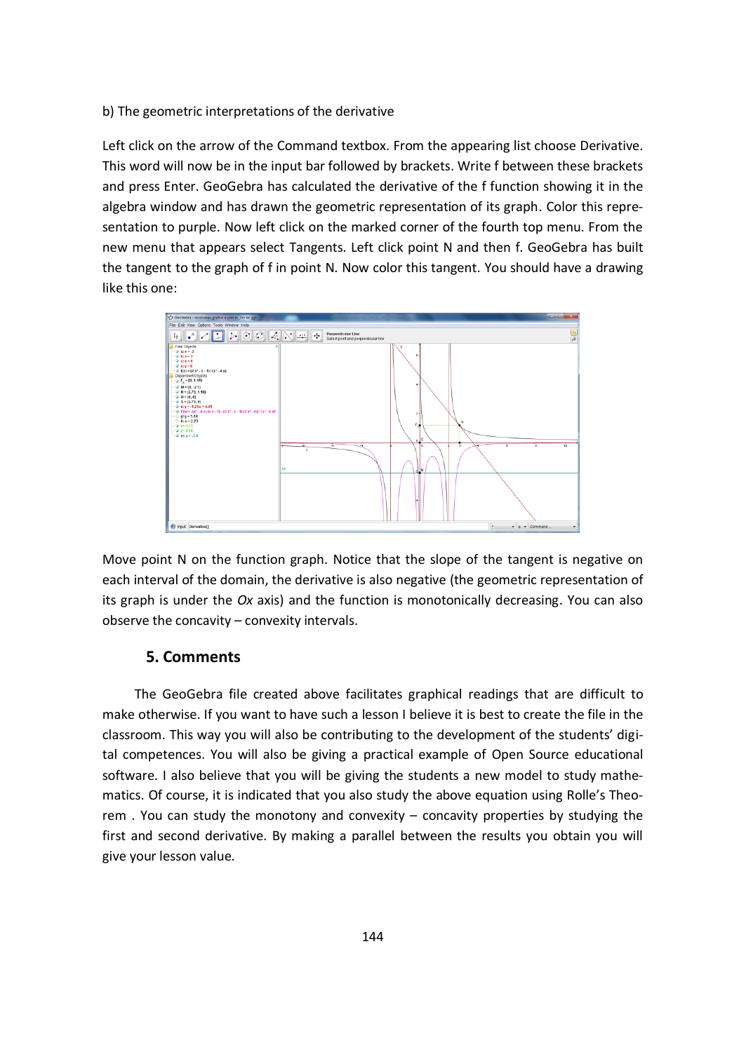b) The geometric interpretations of the derivative

Left click on the arrow of the Command textbox. From the appearing list choose Derivative. This word will now be in the input bar followed by brackets. Write f between these brackets and press Enter. GeoGebra has calculated the derivative of the f function showing it in the algebra window and has drawn the geometric representation of its graph. Color this representation to purple. Now left click on the marked corner of the fourth top menu. From the new menu that appears select Tangents. Left click point N and then f. GeoGebra has built the tangent to the graph of f in point N. Now color this tangent. You should have a drawing like this one:

Move point N on the function graph. Notice that the slope of the tangent is negative on each interval of the domain, the derivative is also negative (the geometric representation of its graph is under the *Ox* axis) and the function is monotonically decreasing. You can also observe the concavity – convexity intervals.

## 5. Comments

The GeoGebra file created above facilitates graphical readings that are difficult to make otherwise. If you want to have such a lesson I believe it is best to create the file in the classroom. This way you will also be contributing to the development of the students' digital competences. You will also be giving a practical example of Open Source educational software. I also believe that you will be giving the students a new model to study mathematics. Of course, it is indicated that you also study the above equation using Rolle's Theorem . You can study the monotony and convexity – concavity properties by studying the first and second derivative. By making a parallel between the results you obtain you will give your lesson value.